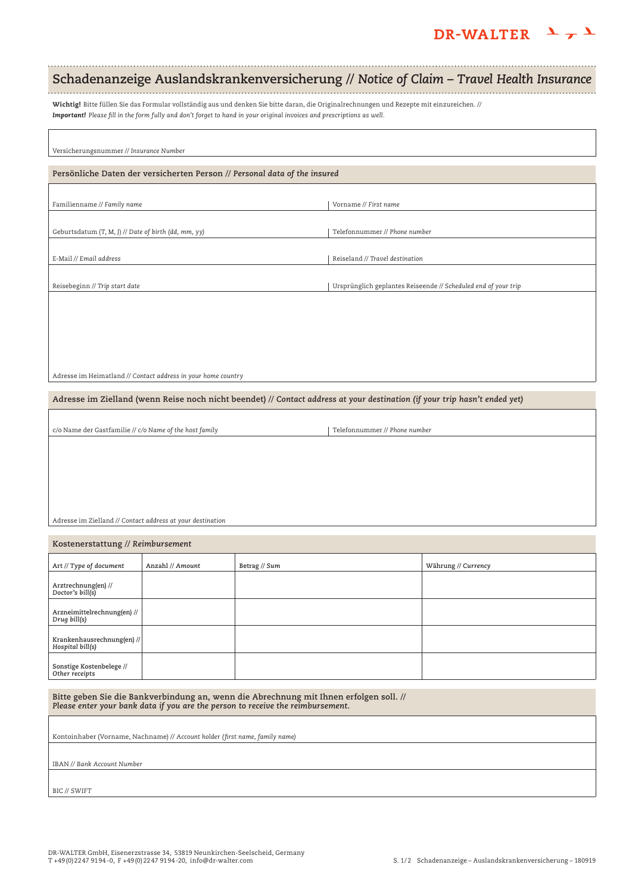DR-WALTER

# Schadenanzeige Auslandskrankenversicherung // *Notice of Claim – Travel Health Insurance*

**Wichtig!** Bitte füllen Sie das Formular vollständig aus und denken Sie bitte daran, die Originalrechnungen und Rezepte mit einzureichen. //
***Important!*** *Please fill in the form fully and don't forget to hand in your original invoices and prescriptions as well.*

Versicherungsnummer // *Insurance Number*

## Persönliche Daten der versicherten Person // *Personal data of the insured*

| | |
|---|---|
| Familienname // *Family name* | Vorname // *First name* |
| Geburtsdatum (T, M, J) // *Date of birth (dd, mm, yy)* | Telefonnummer // *Phone number* |
| E-Mail // *Email address* | Reiseland // *Travel destination* |
| Reisebeginn // *Trip start date* | Ursprünglich geplantes Reiseende // *Scheduled end of your trip* |

Adresse im Heimatland // *Contact address in your home country*

## Adresse im Zielland (wenn Reise noch nicht beendet) // *Contact address at your destination (if your trip hasn't ended yet)*

| | |
|---|---|
| c/o Name der Gastfamilie // *c/o Name of the host family* | Telefonnummer // *Phone number* |

Adresse im Zielland // *Contact address at your destination*

## Kostenerstattung // *Reimbursement*

| Art // *Type of document* | Anzahl // *Amount* | Betrag // *Sum* | Währung // *Currency* |
|---|---|---|---|
| Arztrechnung(en) // *Doctor's bill(s)* | | | |
| Arzneimittelrechnung(en) // *Drug bill(s)* | | | |
| Krankenhausrechnung(en) // *Hospital bill(s)* | | | |
| Sonstige Kostenbelege // *Other receipts* | | | |

## Bitte geben Sie die Bankverbindung an, wenn die Abrechnung mit Ihnen erfolgen soll. // *Please enter your bank data if you are the person to receive the reimbursement.*

Kontoinhaber (Vorname, Nachname) // *Account holder (first name, family name)*

IBAN // *Bank Account Number*

BIC // SWIFT

DR-WALTER GmbH, Eisenerzstrasse 34, 53819 Neunkirchen-Seelscheid, Germany
T +49 (0) 2247 9194-0, F +49 (0) 2247 9194-20, info@dr-walter.com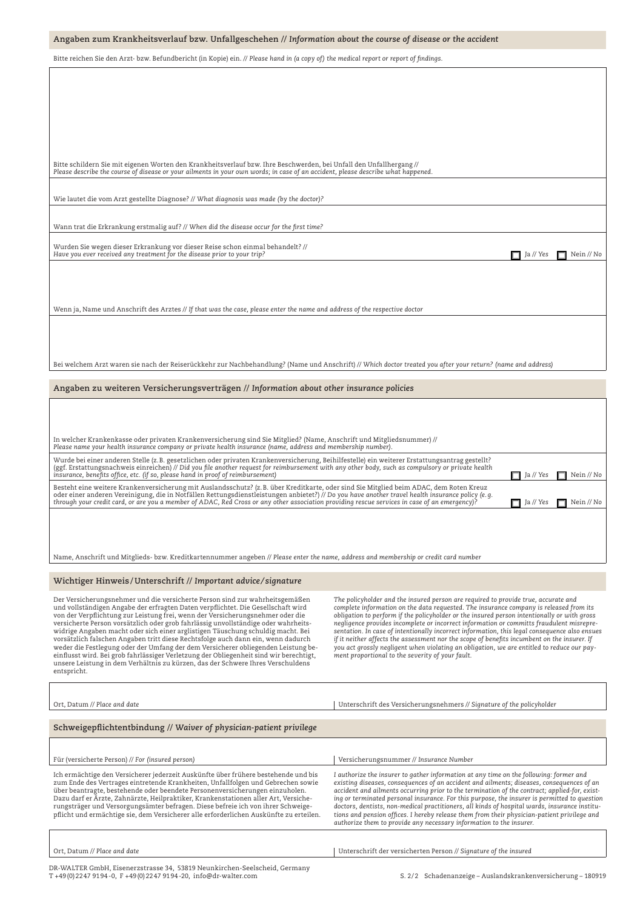## Angaben zum Krankheitsverlauf bzw. Unfallgeschehen // *Information about the course of disease or the accident*

Bitte reichen Sie den Arzt- bzw. Befundbericht (in Kopie) ein. // *Please hand in (a copy of) the medical report or report of findings.*

Bitte schildern Sie mit eigenen Worten den Krankheitsverlauf bzw. Ihre Beschwerden, bei Unfall den Unfallhergang // *Please describe the course of disease or your ailments in your own words; in case of an accident, please describe what happened.*

Wie lautet die vom Arzt gestellte Diagnose? // *What diagnosis was made (by the doctor)?*

Wann trat die Erkrankung erstmalig auf? // *When did the disease occur for the first time?*

Wurden Sie wegen dieser Erkrankung vor dieser Reise schon einmal behandelt? // *Have you ever received any treatment for the disease prior to your trip?* ☐ Ja // *Yes* ☐ Nein // *No*

Wenn ja, Name und Anschrift des Arztes // *If that was the case, please enter the name and address of the respective doctor*

Bei welchem Arzt waren sie nach der Reiserückkehr zur Nachbehandlung? (Name und Anschrift) // *Which doctor treated you after your return? (name and address)*

## Angaben zu weiteren Versicherungsverträgen // *Information about other insurance policies*

In welcher Krankenkasse oder privaten Krankenversicherung sind Sie Mitglied? (Name, Anschrift und Mitgliedsnummer) // *Please name your health insurance company or private health insurance (name, address and membership number).*

Wurde bei einer anderen Stelle (z.B. gesetzlichen oder privaten Krankenversicherung, Beihilfestelle) ein weiterer Erstattungsantrag gestellt? (ggf. Erstattungsnachweis einreichen) // *Did you file another request for reimbursement with any other body, such as compulsory or private health insurance, benefits office, etc. (if so, please hand in proof of reimbursement)* ☐ Ja // *Yes* ☐ Nein // *No*

Besteht eine weitere Krankenversicherung mit Auslandsschutz? (z.B. über Kreditkarte, oder sind Sie Mitglied beim ADAC, dem Roten Kreuz oder einer anderen Vereinigung, die in Notfällen Rettungsdienstleistungen anbietet?) // *Do you have another travel health insurance policy (e.g. through your credit card, or are you a member of ADAC, Red Cross or any other association providing rescue services in case of an emergency)?* ☐ Ja // *Yes* ☐ Nein // *No*

Name, Anschrift und Mitglieds- bzw. Kreditkartennummer angeben // *Please enter the name, address and membership or credit card number*

## Wichtiger Hinweis/Unterschrift // *Important advice/signature*

Der Versicherungsnehmer und die versicherte Person sind zur wahrheitsgemäßen und vollständigen Angabe der erfragten Daten verpflichtet. Die Gesellschaft wird von der Verpflichtung zur Leistung frei, wenn der Versicherungsnehmer oder die versicherte Person vorsätzlich oder grob fahrlässig unvollständige oder wahrheitswidrige Angaben macht oder sich einer arglistigen Täuschung schuldig macht. Bei vorsätzlich falschen Angaben tritt diese Rechtsfolge auch dann ein, wenn dadurch weder die Festlegung oder der Umfang der dem Versicherer obliegenden Leistung beeinflusst wird. Bei grob fahrlässiger Verletzung der Obliegenheit sind wir berechtigt, unsere Leistung in dem Verhältnis zu kürzen, das der Schwere Ihres Verschuldens entspricht.

*The policyholder and the insured person are required to provide true, accurate and complete information on the data requested. The insurance company is released from its obligation to perform if the policyholder or the insured person intentionally or with gross negligence provides incomplete or incorrect information or committs fraudulent misrepresentation. In case of intentionally incorrect information, this legal consequence also ensues if it neither affects the assessment nor the scope of benefits incumbent on the insurer. If you act grossly negligent when violating an obligation, we are entitled to reduce our payment proportional to the severity of your fault.*

Ort, Datum // *Place and date* | Unterschrift des Versicherungsnehmers // *Signature of the policyholder*

## Schweigepflichtentbindung // *Waiver of physician-patient privilege*

Für (versicherte Person) // *For (insured person)* | Versicherungsnummer // *Insurance Number*

Ich ermächtige den Versicherer jederzeit Auskünfte über frühere bestehende und bis zum Ende des Vertrages eintretende Krankheiten, Unfallfolgen und Gebrechen sowie über beantragte, bestehende oder beendete Personenversicherungen einzuholen. Dazu darf er Ärzte, Zahnärzte, Heilpraktiker, Krankenstationen aller Art, Versicherungsträger und Versorgungsämter befragen. Diese befreie ich von ihrer Schweigepflicht und ermächtige sie, dem Versicherer alle erforderlichen Auskünfte zu erteilen.

*I authorize the insurer to gather information at any time on the following: former and existing diseases, consequences of an accident and ailments; diseases, consequences of an accident and ailments occurring prior to the termination of the contract; applied-for, existing or terminated personal insurance. For this purpose, the insurer is permitted to question doctors, dentists, non-medical practitioners, all kinds of hospital wards, insurance institutions and pension offices. I hereby release them from their physician-patient privilege and authorize them to provide any necessary information to the insurer.*

Ort, Datum // *Place and date* | Unterschrift der versicherten Person // *Signature of the insured*

DR-WALTER GmbH, Eisenerzstrasse 34, 53819 Neunkirchen-Seelscheid, Germany
T +49 (0) 2247 9194-0, F +49 (0) 2247 9194-20, info@dr-walter.com

Schadenanzeige – Auslandskrankenversicherung – 180919